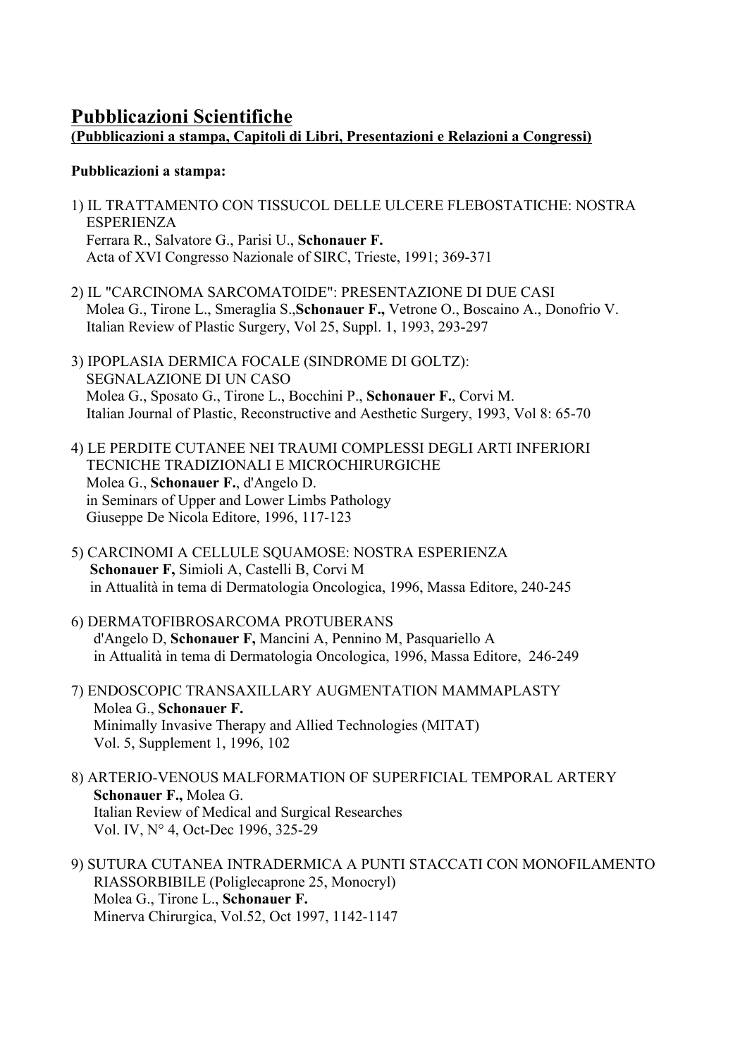## <u>Pubblicazioni Scientifiche</u>

**<u>(Pubblicazioni a stampa, Capitoli di Libri, Presentazioni e Relazioni a Congressi)</u>**

**Pubblicazioni a stampa:**

1) IL TRATTAMENTO CON TISSUCOL DELLE ULCERE FLEBOSTATICHE: NOSTRA ESPERIENZA
   Ferrara R., Salvatore G., Parisi U., **Schonauer F.**
   Acta of XVI Congresso Nazionale of SIRC, Trieste, 1991; 369-371

2) IL "CARCINOMA SARCOMATOIDE": PRESENTAZIONE DI DUE CASI
   Molea G., Tirone L., Smeraglia S.,**Schonauer F.,** Vetrone O., Boscaino A., Donofrio V.
   Italian Review of Plastic Surgery, Vol 25, Suppl. 1, 1993, 293-297

3) IPOPLASIA DERMICA FOCALE (SINDROME DI GOLTZ): SEGNALAZIONE DI UN CASO
   Molea G., Sposato G., Tirone L., Bocchini P., **Schonauer F.**, Corvi M.
   Italian Journal of Plastic, Reconstructive and Aesthetic Surgery, 1993, Vol 8: 65-70

4) LE PERDITE CUTANEE NEI TRAUMI COMPLESSI DEGLI ARTI INFERIORI TECNICHE TRADIZIONALI E MICROCHIRURGICHE
   Molea G., **Schonauer F.**, d'Angelo D.
   in Seminars of Upper and Lower Limbs Pathology
   Giuseppe De Nicola Editore, 1996, 117-123

5) CARCINOMI A CELLULE SQUAMOSE: NOSTRA ESPERIENZA
   **Schonauer F,** Simioli A, Castelli B, Corvi M
   in Attualità in tema di Dermatologia Oncologica, 1996, Massa Editore, 240-245

6) DERMATOFIBROSARCOMA PROTUBERANS
   d'Angelo D, **Schonauer F,** Mancini A, Pennino M, Pasquariello A
   in Attualità in tema di Dermatologia Oncologica, 1996, Massa Editore, 246-249

7) ENDOSCOPIC TRANSAXILLARY AUGMENTATION MAMMAPLASTY
   Molea G., **Schonauer F.**
   Minimally Invasive Therapy and Allied Technologies (MITAT)
   Vol. 5, Supplement 1, 1996, 102

8) ARTERIO-VENOUS MALFORMATION OF SUPERFICIAL TEMPORAL ARTERY
   **Schonauer F.,** Molea G.
   Italian Review of Medical and Surgical Researches
   Vol. IV, N° 4, Oct-Dec 1996, 325-29

9) SUTURA CUTANEA INTRADERMICA A PUNTI STACCATI CON MONOFILAMENTO RIASSORBIBILE (Poliglecaprone 25, Monocryl)
   Molea G., Tirone L., **Schonauer F.**
   Minerva Chirurgica, Vol.52, Oct 1997, 1142-1147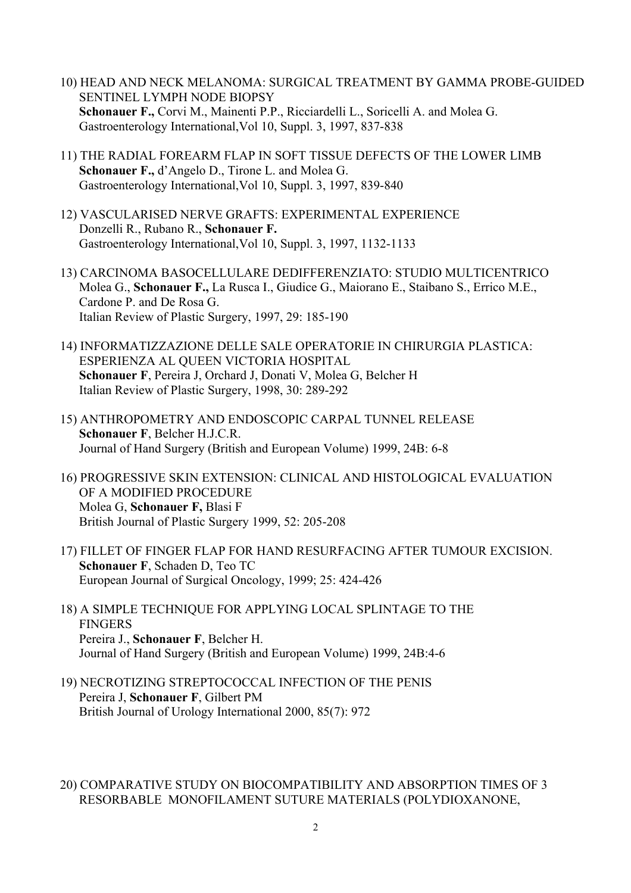10) HEAD AND NECK MELANOMA: SURGICAL TREATMENT BY GAMMA PROBE-GUIDED SENTINEL LYMPH NODE BIOPSY
**Schonauer F.,** Corvi M., Mainenti P.P., Ricciardelli L., Soricelli A. and Molea G.
Gastroenterology International,Vol 10, Suppl. 3, 1997, 837-838

11) THE RADIAL FOREARM FLAP IN SOFT TISSUE DEFECTS OF THE LOWER LIMB
**Schonauer F.,** d'Angelo D., Tirone L. and Molea G.
Gastroenterology International,Vol 10, Suppl. 3, 1997, 839-840

12) VASCULARISED NERVE GRAFTS: EXPERIMENTAL EXPERIENCE
Donzelli R., Rubano R., **Schonauer F.**
Gastroenterology International,Vol 10, Suppl. 3, 1997, 1132-1133

13) CARCINOMA BASOCELLULARE DEDIFFERENZIATO: STUDIO MULTICENTRICO
Molea G., **Schonauer F.,** La Rusca I., Giudice G., Maiorano E., Staibano S., Errico M.E., Cardone P. and De Rosa G.
Italian Review of Plastic Surgery, 1997, 29: 185-190

14) INFORMATIZZAZIONE DELLE SALE OPERATORIE IN CHIRURGIA PLASTICA: ESPERIENZA AL QUEEN VICTORIA HOSPITAL
**Schonauer F**, Pereira J, Orchard J, Donati V, Molea G, Belcher H
Italian Review of Plastic Surgery, 1998, 30: 289-292

15) ANTHROPOMETRY AND ENDOSCOPIC CARPAL TUNNEL RELEASE
**Schonauer F**, Belcher H.J.C.R.
Journal of Hand Surgery (British and European Volume) 1999, 24B: 6-8

16) PROGRESSIVE SKIN EXTENSION: CLINICAL AND HISTOLOGICAL EVALUATION OF A MODIFIED PROCEDURE
Molea G, **Schonauer F,** Blasi F
British Journal of Plastic Surgery 1999, 52: 205-208

17) FILLET OF FINGER FLAP FOR HAND RESURFACING AFTER TUMOUR EXCISION.
**Schonauer F**, Schaden D, Teo TC
European Journal of Surgical Oncology, 1999; 25: 424-426

18) A SIMPLE TECHNIQUE FOR APPLYING LOCAL SPLINTAGE TO THE FINGERS
Pereira J., **Schonauer F**, Belcher H.
Journal of Hand Surgery (British and European Volume) 1999, 24B:4-6

19) NECROTIZING STREPTOCOCCAL INFECTION OF THE PENIS
Pereira J, **Schonauer F**, Gilbert PM
British Journal of Urology International 2000, 85(7): 972

20) COMPARATIVE STUDY ON BIOCOMPATIBILITY AND ABSORPTION TIMES OF 3 RESORBABLE MONOFILAMENT SUTURE MATERIALS (POLYDIOXANONE,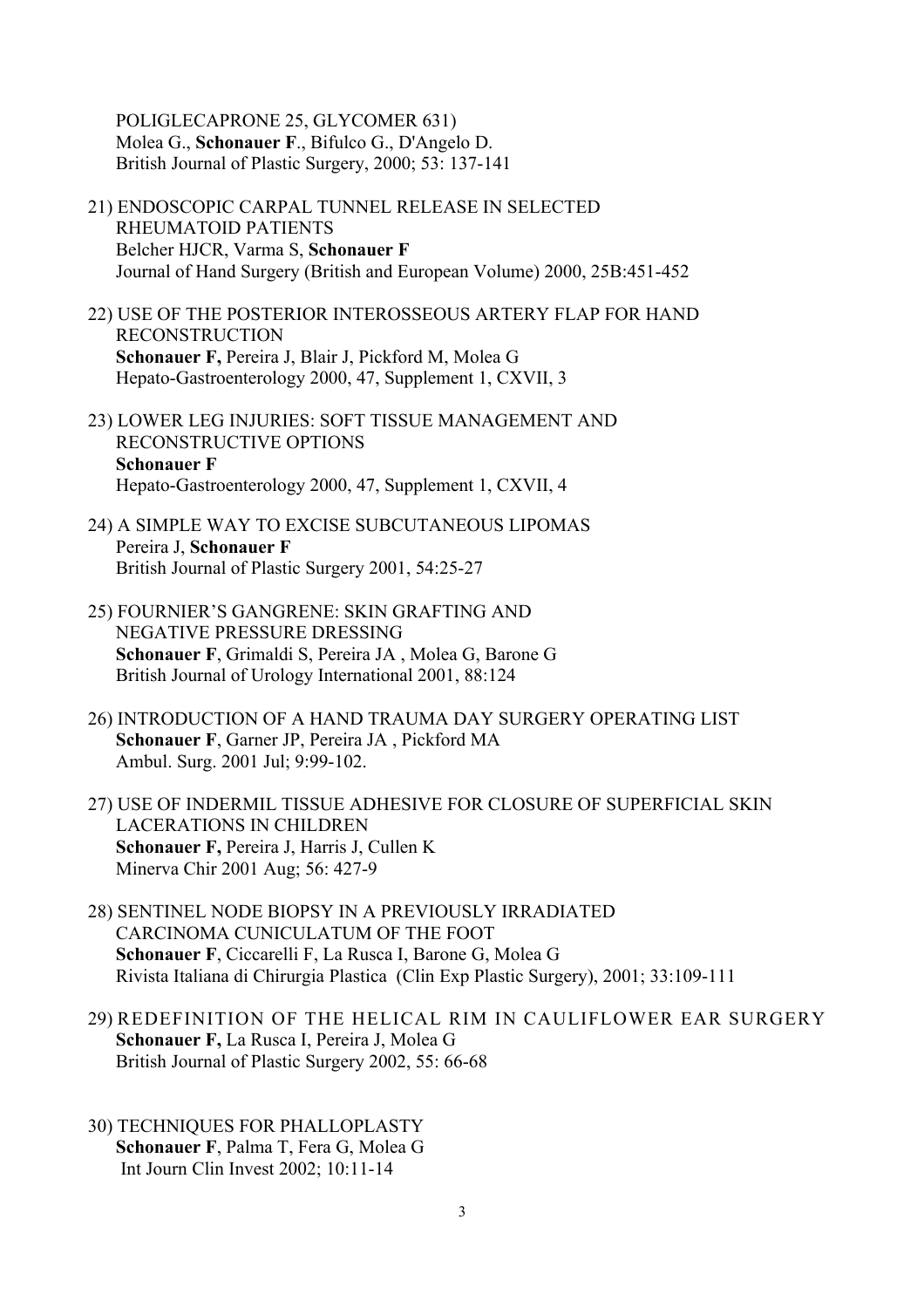POLIGLECAPRONE 25, GLYCOMER 631)
Molea G., **Schonauer F**., Bifulco G., D'Angelo D.
British Journal of Plastic Surgery, 2000; 53: 137-141

21) ENDOSCOPIC CARPAL TUNNEL RELEASE IN SELECTED RHEUMATOID PATIENTS
Belcher HJCR, Varma S, **Schonauer F**
Journal of Hand Surgery (British and European Volume) 2000, 25B:451-452

22) USE OF THE POSTERIOR INTEROSSEOUS ARTERY FLAP FOR HAND RECONSTRUCTION
**Schonauer F,** Pereira J, Blair J, Pickford M, Molea G
Hepato-Gastroenterology 2000, 47, Supplement 1, CXVII, 3

23) LOWER LEG INJURIES: SOFT TISSUE MANAGEMENT AND RECONSTRUCTIVE OPTIONS
**Schonauer F**
Hepato-Gastroenterology 2000, 47, Supplement 1, CXVII, 4

24) A SIMPLE WAY TO EXCISE SUBCUTANEOUS LIPOMAS
Pereira J, **Schonauer F**
British Journal of Plastic Surgery 2001, 54:25-27

25) FOURNIER'S GANGRENE: SKIN GRAFTING AND NEGATIVE PRESSURE DRESSING
**Schonauer F**, Grimaldi S, Pereira JA , Molea G, Barone G
British Journal of Urology International 2001, 88:124

26) INTRODUCTION OF A HAND TRAUMA DAY SURGERY OPERATING LIST
**Schonauer F**, Garner JP, Pereira JA , Pickford MA
Ambul. Surg. 2001 Jul; 9:99-102.

27) USE OF INDERMIL TISSUE ADHESIVE FOR CLOSURE OF SUPERFICIAL SKIN LACERATIONS IN CHILDREN
**Schonauer F,** Pereira J, Harris J, Cullen K
Minerva Chir 2001 Aug; 56: 427-9

28) SENTINEL NODE BIOPSY IN A PREVIOUSLY IRRADIATED CARCINOMA CUNICULATUM OF THE FOOT
**Schonauer F**, Ciccarelli F, La Rusca I, Barone G, Molea G
Rivista Italiana di Chirurgia Plastica (Clin Exp Plastic Surgery), 2001; 33:109-111

29) REDEFINITION OF THE HELICAL RIM IN CAULIFLOWER EAR SURGERY
**Schonauer F,** La Rusca I, Pereira J, Molea G
British Journal of Plastic Surgery 2002, 55: 66-68

30) TECHNIQUES FOR PHALLOPLASTY
**Schonauer F**, Palma T, Fera G, Molea G
Int Journ Clin Invest 2002; 10:11-14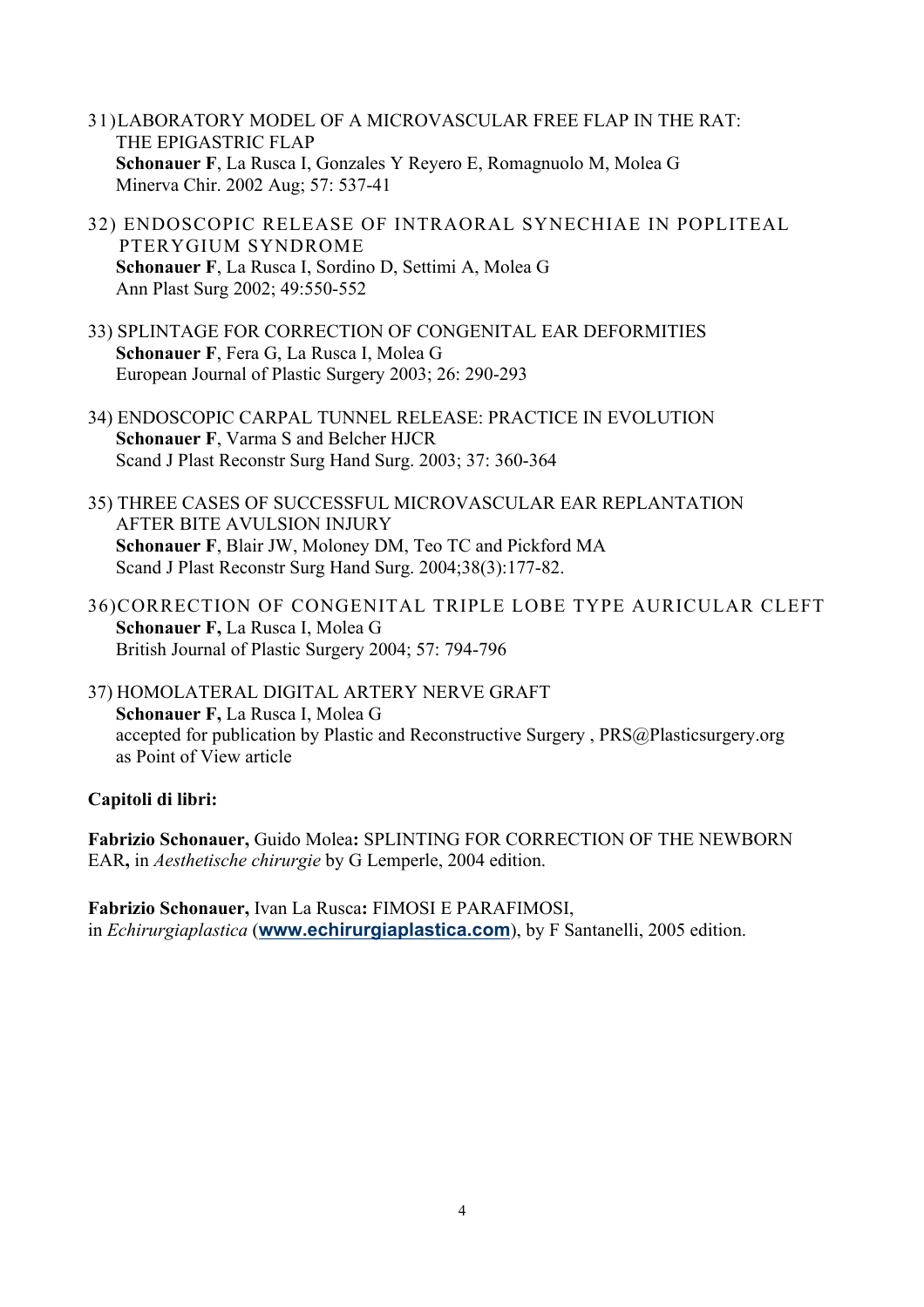31) LABORATORY MODEL OF A MICROVASCULAR FREE FLAP IN THE RAT: THE EPIGASTRIC FLAP
**Schonauer F**, La Rusca I, Gonzales Y Reyero E, Romagnuolo M, Molea G
Minerva Chir. 2002 Aug; 57: 537-41

32) ENDOSCOPIC RELEASE OF INTRAORAL SYNECHIAE IN POPLITEAL PTERYGIUM SYNDROME
**Schonauer F**, La Rusca I, Sordino D, Settimi A, Molea G
Ann Plast Surg 2002; 49:550-552

33) SPLINTAGE FOR CORRECTION OF CONGENITAL EAR DEFORMITIES
**Schonauer F**, Fera G, La Rusca I, Molea G
European Journal of Plastic Surgery 2003; 26: 290-293

34) ENDOSCOPIC CARPAL TUNNEL RELEASE: PRACTICE IN EVOLUTION
**Schonauer F**, Varma S and Belcher HJCR
Scand J Plast Reconstr Surg Hand Surg. 2003; 37: 360-364

35) THREE CASES OF SUCCESSFUL MICROVASCULAR EAR REPLANTATION AFTER BITE AVULSION INJURY
**Schonauer F**, Blair JW, Moloney DM, Teo TC and Pickford MA
Scand J Plast Reconstr Surg Hand Surg. 2004;38(3):177-82.

36) CORRECTION OF CONGENITAL TRIPLE LOBE TYPE AURICULAR CLEFT
**Schonauer F,** La Rusca I, Molea G
British Journal of Plastic Surgery 2004; 57: 794-796

37) HOMOLATERAL DIGITAL ARTERY NERVE GRAFT
**Schonauer F,** La Rusca I, Molea G
accepted for publication by Plastic and Reconstructive Surgery , PRS@Plasticsurgery.org as Point of View article

**Capitoli di libri:**

**Fabrizio Schonauer,** Guido Molea**:** SPLINTING FOR CORRECTION OF THE NEWBORN EAR**,** in *Aesthetische chirurgie* by G Lemperle, 2004 edition.

**Fabrizio Schonauer,** Ivan La Rusca**:** FIMOSI E PARAFIMOSI,
in *Echirurgiaplastica* (**www.echirurgiaplastica.com**), by F Santanelli, 2005 edition.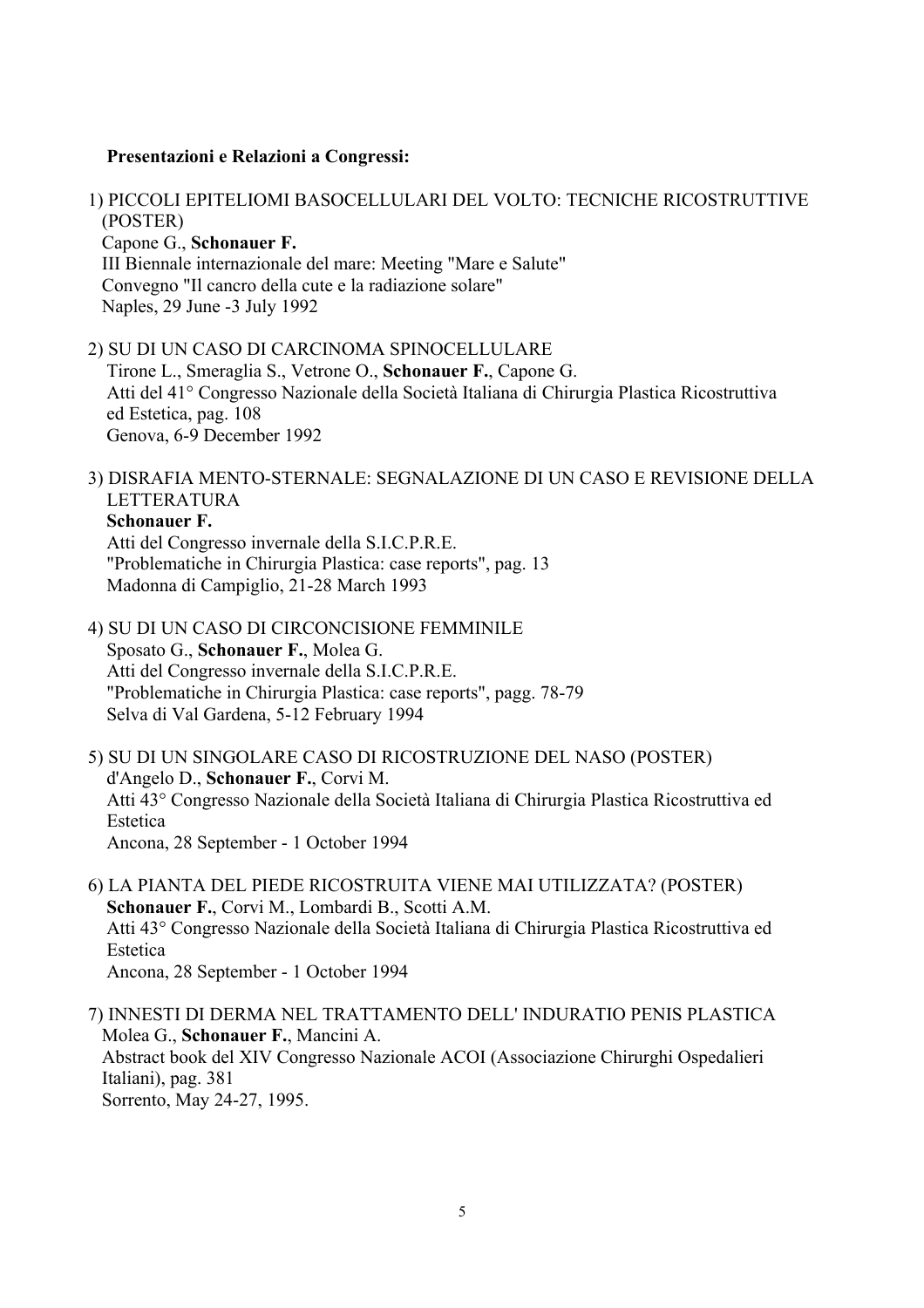**Presentazioni e Relazioni a Congressi:**

1) PICCOLI EPITELIOMI BASOCELLULARI DEL VOLTO: TECNICHE RICOSTRUTTIVE (POSTER)
Capone G., **Schonauer F.**
III Biennale internazionale del mare: Meeting "Mare e Salute"
Convegno "Il cancro della cute e la radiazione solare"
Naples, 29 June -3 July 1992

2) SU DI UN CASO DI CARCINOMA SPINOCELLULARE
Tirone L., Smeraglia S., Vetrone O., **Schonauer F.**, Capone G.
Atti del 41° Congresso Nazionale della Società Italiana di Chirurgia Plastica Ricostruttiva ed Estetica, pag. 108
Genova, 6-9 December 1992

3) DISRAFIA MENTO-STERNALE: SEGNALAZIONE DI UN CASO E REVISIONE DELLA LETTERATURA
**Schonauer F.**
Atti del Congresso invernale della S.I.C.P.R.E.
"Problematiche in Chirurgia Plastica: case reports", pag. 13
Madonna di Campiglio, 21-28 March 1993

4) SU DI UN CASO DI CIRCONCISIONE FEMMINILE
Sposato G., **Schonauer F.**, Molea G.
Atti del Congresso invernale della S.I.C.P.R.E.
"Problematiche in Chirurgia Plastica: case reports", pagg. 78-79
Selva di Val Gardena, 5-12 February 1994

5) SU DI UN SINGOLARE CASO DI RICOSTRUZIONE DEL NASO (POSTER)
d'Angelo D., **Schonauer F.**, Corvi M.
Atti 43° Congresso Nazionale della Società Italiana di Chirurgia Plastica Ricostruttiva ed Estetica
Ancona, 28 September - 1 October 1994

6) LA PIANTA DEL PIEDE RICOSTRUITA VIENE MAI UTILIZZATA? (POSTER)
**Schonauer F.**, Corvi M., Lombardi B., Scotti A.M.
Atti 43° Congresso Nazionale della Società Italiana di Chirurgia Plastica Ricostruttiva ed Estetica
Ancona, 28 September - 1 October 1994

7) INNESTI DI DERMA NEL TRATTAMENTO DELL' INDURATIO PENIS PLASTICA
Molea G., **Schonauer F.**, Mancini A.
Abstract book del XIV Congresso Nazionale ACOI (Associazione Chirurghi Ospedalieri Italiani), pag. 381
Sorrento, May 24-27, 1995.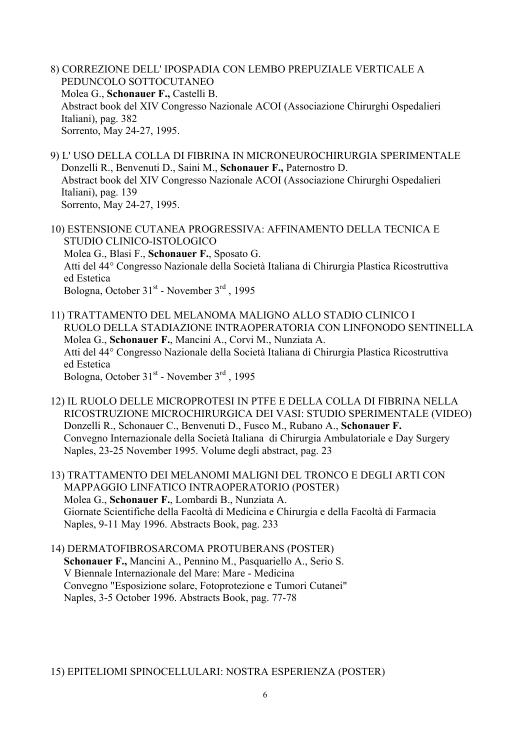8) CORREZIONE DELL' IPOSPADIA CON LEMBO PREPUZIALE VERTICALE A PEDUNCOLO SOTTOCUTANEO
Molea G., **Schonauer F.,** Castelli B.
Abstract book del XIV Congresso Nazionale ACOI (Associazione Chirurghi Ospedalieri Italiani), pag. 382
Sorrento, May 24-27, 1995.

9) L' USO DELLA COLLA DI FIBRINA IN MICRONEUROCHIRURGIA SPERIMENTALE
Donzelli R., Benvenuti D., Saini M., **Schonauer F.,** Paternostro D.
Abstract book del XIV Congresso Nazionale ACOI (Associazione Chirurghi Ospedalieri Italiani), pag. 139
Sorrento, May 24-27, 1995.

10) ESTENSIONE CUTANEA PROGRESSIVA: AFFINAMENTO DELLA TECNICA E STUDIO CLINICO-ISTOLOGICO
Molea G., Blasi F., **Schonauer F.**, Sposato G.
Atti del 44° Congresso Nazionale della Società Italiana di Chirurgia Plastica Ricostruttiva ed Estetica
Bologna, October 31st - November 3rd , 1995

11) TRATTAMENTO DEL MELANOMA MALIGNO ALLO STADIO CLINICO I RUOLO DELLA STADIAZIONE INTRAOPERATORIA CON LINFONODO SENTINELLA
Molea G., **Schonauer F.**, Mancini A., Corvi M., Nunziata A.
Atti del 44° Congresso Nazionale della Società Italiana di Chirurgia Plastica Ricostruttiva ed Estetica
Bologna, October 31st - November 3rd , 1995

12) IL RUOLO DELLE MICROPROTESI IN PTFE E DELLA COLLA DI FIBRINA NELLA RICOSTRUZIONE MICROCHIRURGICA DEI VASI: STUDIO SPERIMENTALE (VIDEO)
Donzelli R., Schonauer C., Benvenuti D., Fusco M., Rubano A., **Schonauer F.**
Convegno Internazionale della Società Italiana di Chirurgia Ambulatoriale e Day Surgery
Naples, 23-25 November 1995. Volume degli abstract, pag. 23

13) TRATTAMENTO DEI MELANOMI MALIGNI DEL TRONCO E DEGLI ARTI CON MAPPAGGIO LINFATICO INTRAOPERATORIO (POSTER)
Molea G., **Schonauer F.**, Lombardi B., Nunziata A.
Giornate Scientifiche della Facoltà di Medicina e Chirurgia e della Facoltà di Farmacia
Naples, 9-11 May 1996. Abstracts Book, pag. 233

14) DERMATOFIBROSARCOMA PROTUBERANS (POSTER)
**Schonauer F.,** Mancini A., Pennino M., Pasquariello A., Serio S.
V Biennale Internazionale del Mare: Mare - Medicina
Convegno "Esposizione solare, Fotoprotezione e Tumori Cutanei"
Naples, 3-5 October 1996. Abstracts Book, pag. 77-78

15) EPITELIOMI SPINOCELLULARI: NOSTRA ESPERIENZA (POSTER)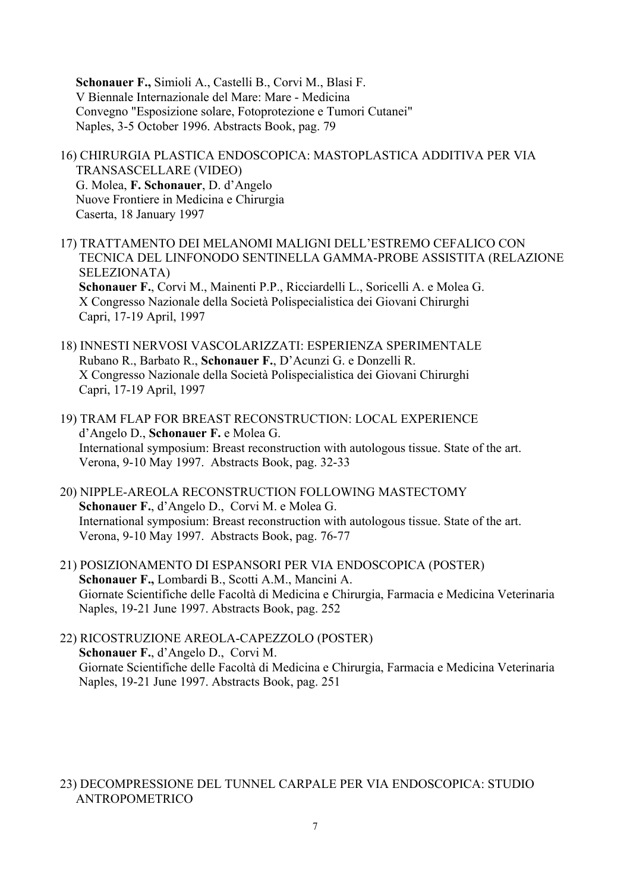**Schonauer F.,** Simioli A., Castelli B., Corvi M., Blasi F.
V Biennale Internazionale del Mare: Mare - Medicina
Convegno "Esposizione solare, Fotoprotezione e Tumori Cutanei"
Naples, 3-5 October 1996. Abstracts Book, pag. 79

16) CHIRURGIA PLASTICA ENDOSCOPICA: MASTOPLASTICA ADDITIVA PER VIA TRANSASCELLARE (VIDEO)
G. Molea, **F. Schonauer**, D. d'Angelo
Nuove Frontiere in Medicina e Chirurgia
Caserta, 18 January 1997

17) TRATTAMENTO DEI MELANOMI MALIGNI DELL'ESTREMO CEFALICO CON TECNICA DEL LINFONODO SENTINELLA GAMMA-PROBE ASSISTITA (RELAZIONE SELEZIONATA)
**Schonauer F.**, Corvi M., Mainenti P.P., Ricciardelli L., Soricelli A. e Molea G.
X Congresso Nazionale della Società Polispecialistica dei Giovani Chirurghi
Capri, 17-19 April, 1997

18) INNESTI NERVOSI VASCOLARIZZATI: ESPERIENZA SPERIMENTALE
Rubano R., Barbato R., **Schonauer F.**, D'Acunzi G. e Donzelli R.
X Congresso Nazionale della Società Polispecialistica dei Giovani Chirurghi
Capri, 17-19 April, 1997

19) TRAM FLAP FOR BREAST RECONSTRUCTION: LOCAL EXPERIENCE
d'Angelo D., **Schonauer F.** e Molea G.
International symposium: Breast reconstruction with autologous tissue. State of the art.
Verona, 9-10 May 1997. Abstracts Book, pag. 32-33

20) NIPPLE-AREOLA RECONSTRUCTION FOLLOWING MASTECTOMY
**Schonauer F.**, d'Angelo D., Corvi M. e Molea G.
International symposium: Breast reconstruction with autologous tissue. State of the art.
Verona, 9-10 May 1997. Abstracts Book, pag. 76-77

21) POSIZIONAMENTO DI ESPANSORI PER VIA ENDOSCOPICA (POSTER)
**Schonauer F.,** Lombardi B., Scotti A.M., Mancini A.
Giornate Scientifiche delle Facoltà di Medicina e Chirurgia, Farmacia e Medicina Veterinaria
Naples, 19-21 June 1997. Abstracts Book, pag. 252

22) RICOSTRUZIONE AREOLA-CAPEZZOLO (POSTER)
**Schonauer F.**, d'Angelo D., Corvi M.
Giornate Scientifiche delle Facoltà di Medicina e Chirurgia, Farmacia e Medicina Veterinaria
Naples, 19-21 June 1997. Abstracts Book, pag. 251

23) DECOMPRESSIONE DEL TUNNEL CARPALE PER VIA ENDOSCOPICA: STUDIO ANTROPOMETRICO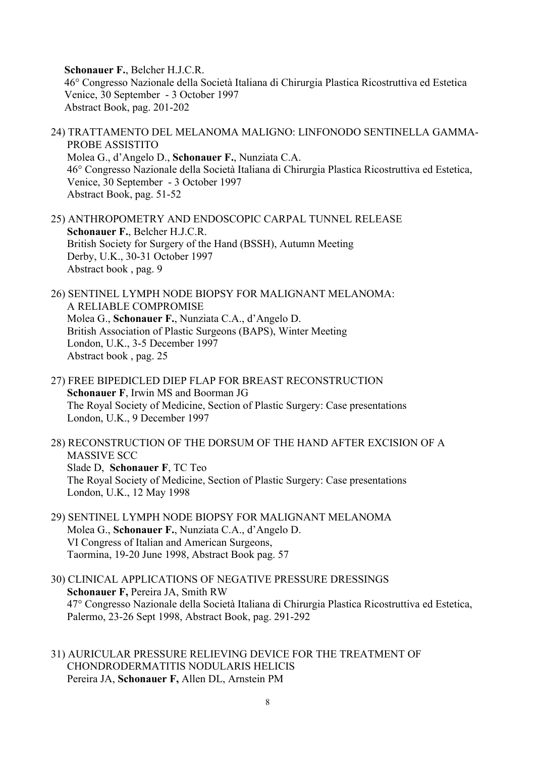**Schonauer F.**, Belcher H.J.C.R.
46° Congresso Nazionale della Società Italiana di Chirurgia Plastica Ricostruttiva ed Estetica
Venice, 30 September - 3 October 1997
Abstract Book, pag. 201-202

24) TRATTAMENTO DEL MELANOMA MALIGNO: LINFONODO SENTINELLA GAMMA-PROBE ASSISTITO
Molea G., d'Angelo D., **Schonauer F.**, Nunziata C.A.
46° Congresso Nazionale della Società Italiana di Chirurgia Plastica Ricostruttiva ed Estetica, Venice, 30 September - 3 October 1997
Abstract Book, pag. 51-52

25) ANTHROPOMETRY AND ENDOSCOPIC CARPAL TUNNEL RELEASE
**Schonauer F.**, Belcher H.J.C.R.
British Society for Surgery of the Hand (BSSH), Autumn Meeting
Derby, U.K., 30-31 October 1997
Abstract book , pag. 9

26) SENTINEL LYMPH NODE BIOPSY FOR MALIGNANT MELANOMA: A RELIABLE COMPROMISE
Molea G., **Schonauer F.**, Nunziata C.A., d'Angelo D.
British Association of Plastic Surgeons (BAPS), Winter Meeting
London, U.K., 3-5 December 1997
Abstract book , pag. 25

27) FREE BIPEDICLED DIEP FLAP FOR BREAST RECONSTRUCTION
**Schonauer F**, Irwin MS and Boorman JG
The Royal Society of Medicine, Section of Plastic Surgery: Case presentations
London, U.K., 9 December 1997

28) RECONSTRUCTION OF THE DORSUM OF THE HAND AFTER EXCISION OF A MASSIVE SCC
Slade D, **Schonauer F**, TC Teo
The Royal Society of Medicine, Section of Plastic Surgery: Case presentations
London, U.K., 12 May 1998

29) SENTINEL LYMPH NODE BIOPSY FOR MALIGNANT MELANOMA
Molea G., **Schonauer F.**, Nunziata C.A., d'Angelo D.
VI Congress of Italian and American Surgeons,
Taormina, 19-20 June 1998, Abstract Book pag. 57

30) CLINICAL APPLICATIONS OF NEGATIVE PRESSURE DRESSINGS
**Schonauer F,** Pereira JA, Smith RW
47° Congresso Nazionale della Società Italiana di Chirurgia Plastica Ricostruttiva ed Estetica, Palermo, 23-26 Sept 1998, Abstract Book, pag. 291-292

31) AURICULAR PRESSURE RELIEVING DEVICE FOR THE TREATMENT OF CHONDRODERMATITIS NODULARIS HELICIS
Pereira JA, **Schonauer F,** Allen DL, Arnstein PM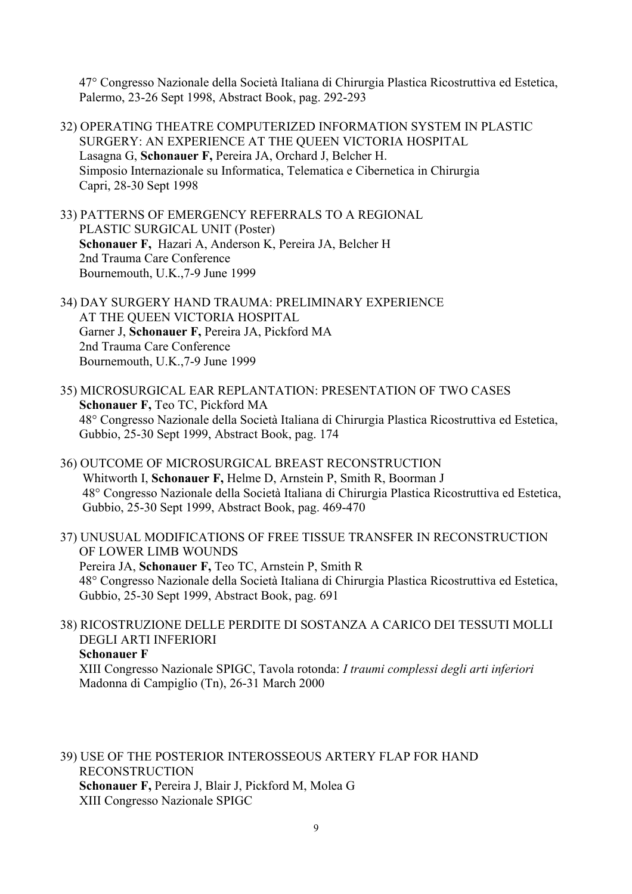47° Congresso Nazionale della Società Italiana di Chirurgia Plastica Ricostruttiva ed Estetica, Palermo, 23-26 Sept 1998, Abstract Book, pag. 292-293

32) OPERATING THEATRE COMPUTERIZED INFORMATION SYSTEM IN PLASTIC SURGERY: AN EXPERIENCE AT THE QUEEN VICTORIA HOSPITAL
Lasagna G, **Schonauer F,** Pereira JA, Orchard J, Belcher H.
Simposio Internazionale su Informatica, Telematica e Cibernetica in Chirurgia
Capri, 28-30 Sept 1998

33) PATTERNS OF EMERGENCY REFERRALS TO A REGIONAL PLASTIC SURGICAL UNIT (Poster)
**Schonauer F,** Hazari A, Anderson K, Pereira JA, Belcher H
2nd Trauma Care Conference
Bournemouth, U.K.,7-9 June 1999

34) DAY SURGERY HAND TRAUMA: PRELIMINARY EXPERIENCE AT THE QUEEN VICTORIA HOSPITAL
Garner J, **Schonauer F,** Pereira JA, Pickford MA
2nd Trauma Care Conference
Bournemouth, U.K.,7-9 June 1999

35) MICROSURGICAL EAR REPLANTATION: PRESENTATION OF TWO CASES
**Schonauer F,** Teo TC, Pickford MA
48° Congresso Nazionale della Società Italiana di Chirurgia Plastica Ricostruttiva ed Estetica, Gubbio, 25-30 Sept 1999, Abstract Book, pag. 174

36) OUTCOME OF MICROSURGICAL BREAST RECONSTRUCTION
Whitworth I, **Schonauer F,** Helme D, Arnstein P, Smith R, Boorman J
48° Congresso Nazionale della Società Italiana di Chirurgia Plastica Ricostruttiva ed Estetica, Gubbio, 25-30 Sept 1999, Abstract Book, pag. 469-470

37) UNUSUAL MODIFICATIONS OF FREE TISSUE TRANSFER IN RECONSTRUCTION OF LOWER LIMB WOUNDS
Pereira JA, **Schonauer F,** Teo TC, Arnstein P, Smith R
48° Congresso Nazionale della Società Italiana di Chirurgia Plastica Ricostruttiva ed Estetica, Gubbio, 25-30 Sept 1999, Abstract Book, pag. 691

38) RICOSTRUZIONE DELLE PERDITE DI SOSTANZA A CARICO DEI TESSUTI MOLLI DEGLI ARTI INFERIORI
**Schonauer F**
XIII Congresso Nazionale SPIGC, Tavola rotonda: *I traumi complessi degli arti inferiori*
Madonna di Campiglio (Tn), 26-31 March 2000

39) USE OF THE POSTERIOR INTEROSSEOUS ARTERY FLAP FOR HAND RECONSTRUCTION
**Schonauer F,** Pereira J, Blair J, Pickford M, Molea G
XIII Congresso Nazionale SPIGC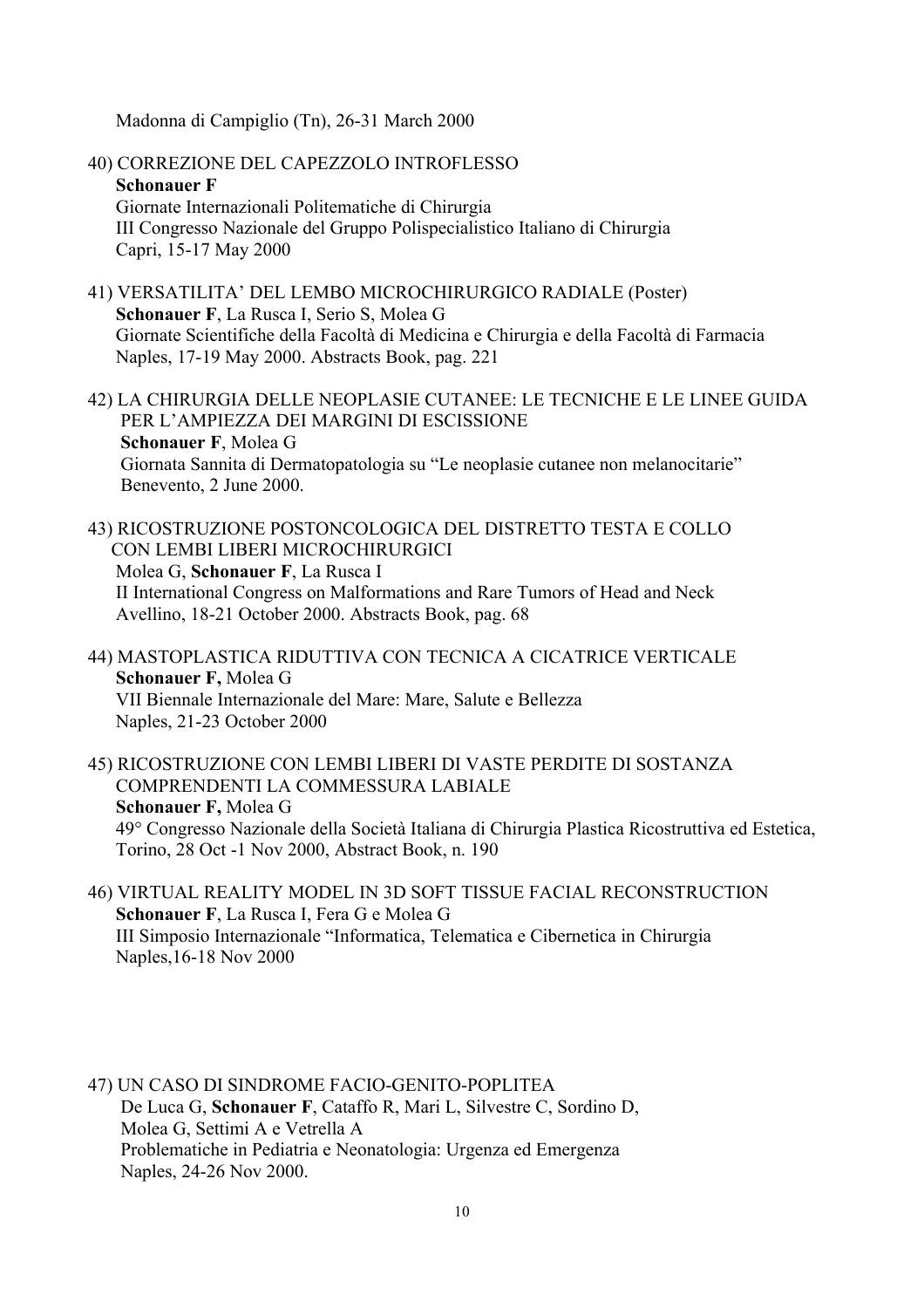Madonna di Campiglio (Tn), 26-31 March 2000

40) CORREZIONE DEL CAPEZZOLO INTROFLESSO
**Schonauer F**
Giornate Internazionali Politematiche di Chirurgia
III Congresso Nazionale del Gruppo Polispecialistico Italiano di Chirurgia
Capri, 15-17 May 2000

41) VERSATILITA' DEL LEMBO MICROCHIRURGICO RADIALE (Poster)
**Schonauer F**, La Rusca I, Serio S, Molea G
Giornate Scientifiche della Facoltà di Medicina e Chirurgia e della Facoltà di Farmacia
Naples, 17-19 May 2000. Abstracts Book, pag. 221

42) LA CHIRURGIA DELLE NEOPLASIE CUTANEE: LE TECNICHE E LE LINEE GUIDA PER L'AMPIEZZA DEI MARGINI DI ESCISSIONE
**Schonauer F**, Molea G
Giornata Sannita di Dermatopatologia su "Le neoplasie cutanee non melanocitarie"
Benevento, 2 June 2000.

43) RICOSTRUZIONE POSTONCOLOGICA DEL DISTRETTO TESTA E COLLO CON LEMBI LIBERI MICROCHIRURGICI
Molea G, **Schonauer F**, La Rusca I
II International Congress on Malformations and Rare Tumors of Head and Neck
Avellino, 18-21 October 2000. Abstracts Book, pag. 68

44) MASTOPLASTICA RIDUTTIVA CON TECNICA A CICATRICE VERTICALE
**Schonauer F,** Molea G
VII Biennale Internazionale del Mare: Mare, Salute e Bellezza
Naples, 21-23 October 2000

45) RICOSTRUZIONE CON LEMBI LIBERI DI VASTE PERDITE DI SOSTANZA COMPRENDENTI LA COMMESSURA LABIALE
**Schonauer F,** Molea G
49° Congresso Nazionale della Società Italiana di Chirurgia Plastica Ricostruttiva ed Estetica,
Torino, 28 Oct -1 Nov 2000, Abstract Book, n. 190

46) VIRTUAL REALITY MODEL IN 3D SOFT TISSUE FACIAL RECONSTRUCTION
**Schonauer F**, La Rusca I, Fera G e Molea G
III Simposio Internazionale "Informatica, Telematica e Cibernetica in Chirurgia
Naples,16-18 Nov 2000

47) UN CASO DI SINDROME FACIO-GENITO-POPLITEA
De Luca G, **Schonauer F**, Cataffo R, Mari L, Silvestre C, Sordino D, Molea G, Settimi A e Vetrella A
Problematiche in Pediatria e Neonatologia: Urgenza ed Emergenza
Naples, 24-26 Nov 2000.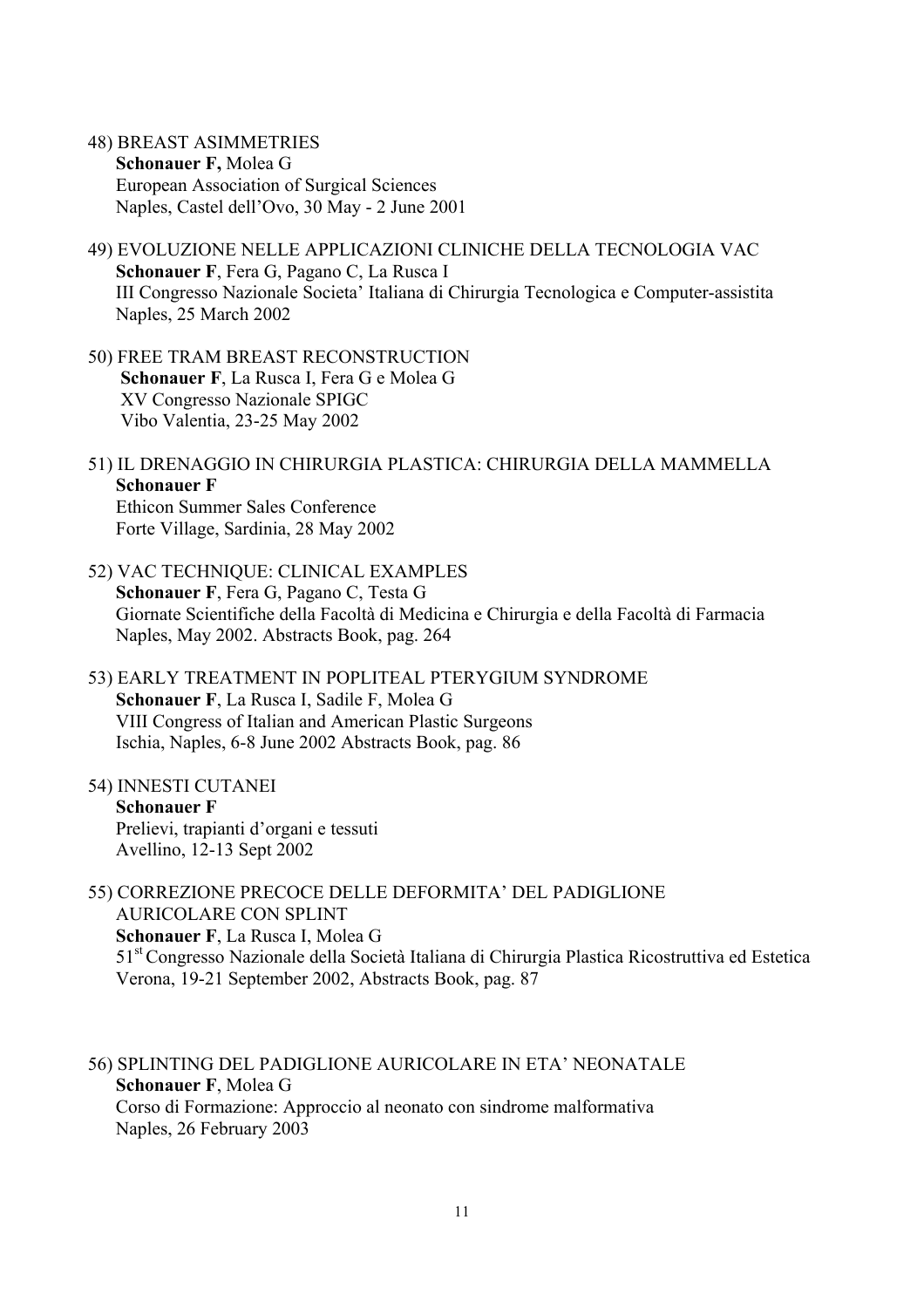48) BREAST ASIMMETRIES
**Schonauer F,** Molea G
European Association of Surgical Sciences
Naples, Castel dell'Ovo, 30 May - 2 June 2001

49) EVOLUZIONE NELLE APPLICAZIONI CLINICHE DELLA TECNOLOGIA VAC
**Schonauer F**, Fera G, Pagano C, La Rusca I
III Congresso Nazionale Societa' Italiana di Chirurgia Tecnologica e Computer-assistita
Naples, 25 March 2002

50) FREE TRAM BREAST RECONSTRUCTION
**Schonauer F**, La Rusca I, Fera G e Molea G
XV Congresso Nazionale SPIGC
Vibo Valentia, 23-25 May 2002

51) IL DRENAGGIO IN CHIRURGIA PLASTICA: CHIRURGIA DELLA MAMMELLA
**Schonauer F**
Ethicon Summer Sales Conference
Forte Village, Sardinia, 28 May 2002

52) VAC TECHNIQUE: CLINICAL EXAMPLES
**Schonauer F**, Fera G, Pagano C, Testa G
Giornate Scientifiche della Facoltà di Medicina e Chirurgia e della Facoltà di Farmacia
Naples, May 2002. Abstracts Book, pag. 264

53) EARLY TREATMENT IN POPLITEAL PTERYGIUM SYNDROME
**Schonauer F**, La Rusca I, Sadile F, Molea G
VIII Congress of Italian and American Plastic Surgeons
Ischia, Naples, 6-8 June 2002 Abstracts Book, pag. 86

54) INNESTI CUTANEI
**Schonauer F**
Prelievi, trapianti d'organi e tessuti
Avellino, 12-13 Sept 2002

55) CORREZIONE PRECOCE DELLE DEFORMITA' DEL PADIGLIONE AURICOLARE CON SPLINT
**Schonauer F**, La Rusca I, Molea G
51st Congresso Nazionale della Società Italiana di Chirurgia Plastica Ricostruttiva ed Estetica
Verona, 19-21 September 2002, Abstracts Book, pag. 87

56) SPLINTING DEL PADIGLIONE AURICOLARE IN ETA' NEONATALE
**Schonauer F**, Molea G
Corso di Formazione: Approccio al neonato con sindrome malformativa
Naples, 26 February 2003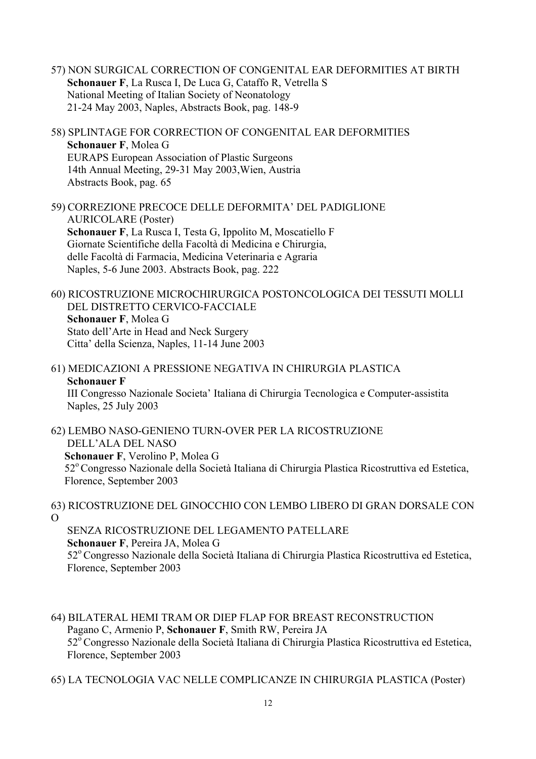57) NON SURGICAL CORRECTION OF CONGENITAL EAR DEFORMITIES AT BIRTH
**Schonauer F**, La Rusca I, De Luca G, Cataffo R, Vetrella S
National Meeting of Italian Society of Neonatology
21-24 May 2003, Naples, Abstracts Book, pag. 148-9

58) SPLINTAGE FOR CORRECTION OF CONGENITAL EAR DEFORMITIES
**Schonauer F**, Molea G
EURAPS European Association of Plastic Surgeons
14th Annual Meeting, 29-31 May 2003,Wien, Austria
Abstracts Book, pag. 65

59) CORREZIONE PRECOCE DELLE DEFORMITA' DEL PADIGLIONE AURICOLARE (Poster)
**Schonauer F**, La Rusca I, Testa G, Ippolito M, Moscatiello F
Giornate Scientifiche della Facoltà di Medicina e Chirurgia, delle Facoltà di Farmacia, Medicina Veterinaria e Agraria
Naples, 5-6 June 2003. Abstracts Book, pag. 222

60) RICOSTRUZIONE MICROCHIRURGICA POSTONCOLOGICA DEI TESSUTI MOLLI DEL DISTRETTO CERVICO-FACCIALE
**Schonauer F**, Molea G
Stato dell'Arte in Head and Neck Surgery
Citta' della Scienza, Naples, 11-14 June 2003

61) MEDICAZIONI A PRESSIONE NEGATIVA IN CHIRURGIA PLASTICA
**Schonauer F**
III Congresso Nazionale Societa' Italiana di Chirurgia Tecnologica e Computer-assistita
Naples, 25 July 2003

62) LEMBO NASO-GENIENO TURN-OVER PER LA RICOSTRUZIONE DELL'ALA DEL NASO
**Schonauer F**, Verolino P, Molea G
52° Congresso Nazionale della Società Italiana di Chirurgia Plastica Ricostruttiva ed Estetica, Florence, September 2003

63) RICOSTRUZIONE DEL GINOCCHIO CON LEMBO LIBERO DI GRAN DORSALE CON O
SENZA RICOSTRUZIONE DEL LEGAMENTO PATELLARE
**Schonauer F**, Pereira JA, Molea G
52° Congresso Nazionale della Società Italiana di Chirurgia Plastica Ricostruttiva ed Estetica, Florence, September 2003

64) BILATERAL HEMI TRAM OR DIEP FLAP FOR BREAST RECONSTRUCTION
Pagano C, Armenio P, **Schonauer F**, Smith RW, Pereira JA
52° Congresso Nazionale della Società Italiana di Chirurgia Plastica Ricostruttiva ed Estetica, Florence, September 2003

65) LA TECNOLOGIA VAC NELLE COMPLICANZE IN CHIRURGIA PLASTICA (Poster)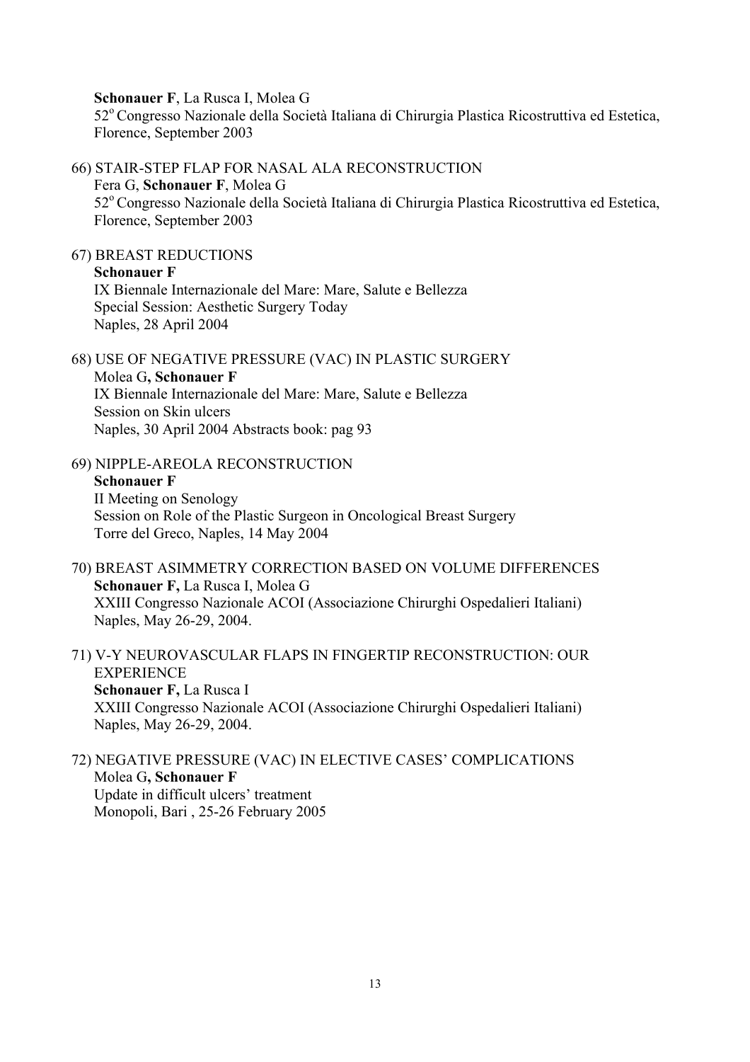**Schonauer F**, La Rusca I, Molea G
52$^{o}$ Congresso Nazionale della Società Italiana di Chirurgia Plastica Ricostruttiva ed Estetica, Florence, September 2003

66) STAIR-STEP FLAP FOR NASAL ALA RECONSTRUCTION
Fera G, **Schonauer F**, Molea G
52$^{o}$ Congresso Nazionale della Società Italiana di Chirurgia Plastica Ricostruttiva ed Estetica, Florence, September 2003

67) BREAST REDUCTIONS
**Schonauer F**
IX Biennale Internazionale del Mare: Mare, Salute e Bellezza
Special Session: Aesthetic Surgery Today
Naples, 28 April 2004

68) USE OF NEGATIVE PRESSURE (VAC) IN PLASTIC SURGERY
Molea G**, Schonauer F**
IX Biennale Internazionale del Mare: Mare, Salute e Bellezza
Session on Skin ulcers
Naples, 30 April 2004 Abstracts book: pag 93

69) NIPPLE-AREOLA RECONSTRUCTION
**Schonauer F**
II Meeting on Senology
Session on Role of the Plastic Surgeon in Oncological Breast Surgery
Torre del Greco, Naples, 14 May 2004

70) BREAST ASIMMETRY CORRECTION BASED ON VOLUME DIFFERENCES
**Schonauer F,** La Rusca I, Molea G
XXIII Congresso Nazionale ACOI (Associazione Chirurghi Ospedalieri Italiani)
Naples, May 26-29, 2004.

71) V-Y NEUROVASCULAR FLAPS IN FINGERTIP RECONSTRUCTION: OUR EXPERIENCE
**Schonauer F,** La Rusca I
XXIII Congresso Nazionale ACOI (Associazione Chirurghi Ospedalieri Italiani)
Naples, May 26-29, 2004.

72) NEGATIVE PRESSURE (VAC) IN ELECTIVE CASES' COMPLICATIONS
Molea G**, Schonauer F**
Update in difficult ulcers' treatment
Monopoli, Bari , 25-26 February 2005